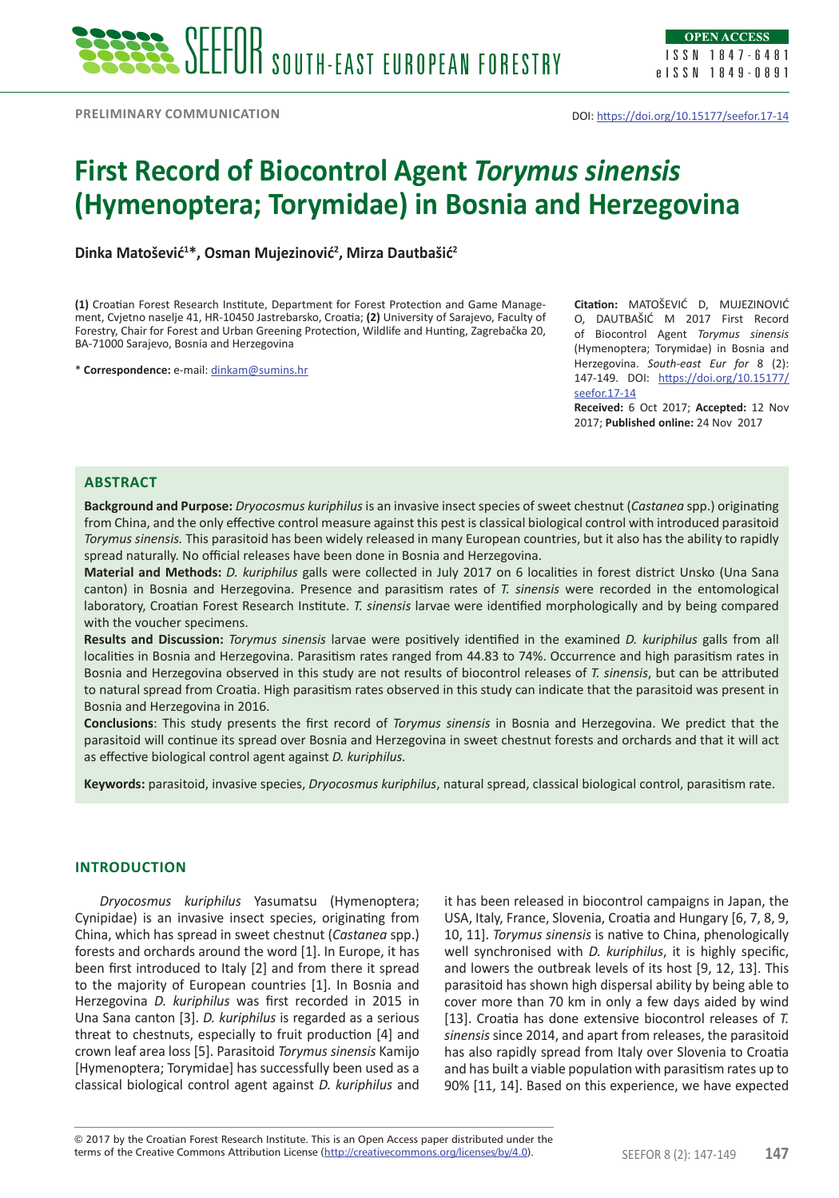PRELIMINARY COMMUNICATION

DOI: https://doi.org/10.15177/seefor.17-14

# First Record of Biocontrol Agent *Torymus sinensis* (Hymenoptera; Torymidae) in Bosnia and Herzegovina

**Dinka Matošević[1]\*, Osman Mujezinović[2], Mirza Dautbašić[2]**

**(1)** Croatian Forest Research Institute, Department for Forest Protection and Game Management, Cvjetno naselje 41, HR-10450 Jastrebarsko, Croatia; **(2)** University of Sarajevo, Faculty of Forestry, Chair for Forest and Urban Greening Protection, Wildlife and Hunting, Zagrebačka 20, BA-71000 Sarajevo, Bosnia and Herzegovina

\* **Correspondence:** e-mail: dinkam@sumins.hr

**Citation:** MATOŠEVIĆ D, MUJEZINOVIĆ O, DAUTBAŠIĆ M 2017 First Record of Biocontrol Agent *Torymus sinensis* (Hymenoptera; Torymidae) in Bosnia and Herzegovina. *South-east Eur for* 8 (2): 147-149. DOI: https://doi.org/10.15177/seefor.17-14

**Received:** 6 Oct 2017; **Accepted:** 12 Nov 2017; **Published online:** 24 Nov 2017

## ABSTRACT

**Background and Purpose:** *Dryocosmus kuriphilus* is an invasive insect species of sweet chestnut (*Castanea* spp.) originating from China, and the only effective control measure against this pest is classical biological control with introduced parasitoid *Torymus sinensis.* This parasitoid has been widely released in many European countries, but it also has the ability to rapidly spread naturally. No official releases have been done in Bosnia and Herzegovina.

**Material and Methods:** *D. kuriphilus* galls were collected in July 2017 on 6 localities in forest district Unsko (Una Sana canton) in Bosnia and Herzegovina. Presence and parasitism rates of *T. sinensis* were recorded in the entomological laboratory, Croatian Forest Research Institute. *T. sinensis* larvae were identified morphologically and by being compared with the voucher specimens.

**Results and Discussion:** *Torymus sinensis* larvae were positively identified in the examined *D. kuriphilus* galls from all localities in Bosnia and Herzegovina. Parasitism rates ranged from 44.83 to 74%. Occurrence and high parasitism rates in Bosnia and Herzegovina observed in this study are not results of biocontrol releases of *T. sinensis*, but can be attributed to natural spread from Croatia. High parasitism rates observed in this study can indicate that the parasitoid was present in Bosnia and Herzegovina in 2016.

**Conclusions**: This study presents the first record of *Torymus sinensis* in Bosnia and Herzegovina. We predict that the parasitoid will continue its spread over Bosnia and Herzegovina in sweet chestnut forests and orchards and that it will act as effective biological control agent against *D. kuriphilus.*

**Keywords:** parasitoid, invasive species, *Dryocosmus kuriphilus*, natural spread, classical biological control, parasitism rate.

## INTRODUCTION

*Dryocosmus kuriphilus* Yasumatsu (Hymenoptera; Cynipidae) is an invasive insect species, originating from China, which has spread in sweet chestnut (*Castanea* spp.) forests and orchards around the word [1]. In Europe, it has been first introduced to Italy [2] and from there it spread to the majority of European countries [1]. In Bosnia and Herzegovina *D. kuriphilus* was first recorded in 2015 in Una Sana canton [3]. *D. kuriphilus* is regarded as a serious threat to chestnuts, especially to fruit production [4] and crown leaf area loss [5]. Parasitoid *Torymus sinensis* Kamijo [Hymenoptera; Torymidae] has successfully been used as a classical biological control agent against *D. kuriphilus* and it has been released in biocontrol campaigns in Japan, the USA, Italy, France, Slovenia, Croatia and Hungary [6, 7, 8, 9, 10, 11]. *Torymus sinensis* is native to China, phenologically well synchronised with *D. kuriphilus*, it is highly specific, and lowers the outbreak levels of its host [9, 12, 13]. This parasitoid has shown high dispersal ability by being able to cover more than 70 km in only a few days aided by wind [13]. Croatia has done extensive biocontrol releases of *T. sinensis* since 2014, and apart from releases, the parasitoid has also rapidly spread from Italy over Slovenia to Croatia and has built a viable population with parasitism rates up to 90% [11, 14]. Based on this experience, we have expected

© 2017 by the Croatian Forest Research Institute. This is an Open Access paper distributed under the terms of the Creative Commons Attribution License (http://creativecommons.org/licenses/by/4.0).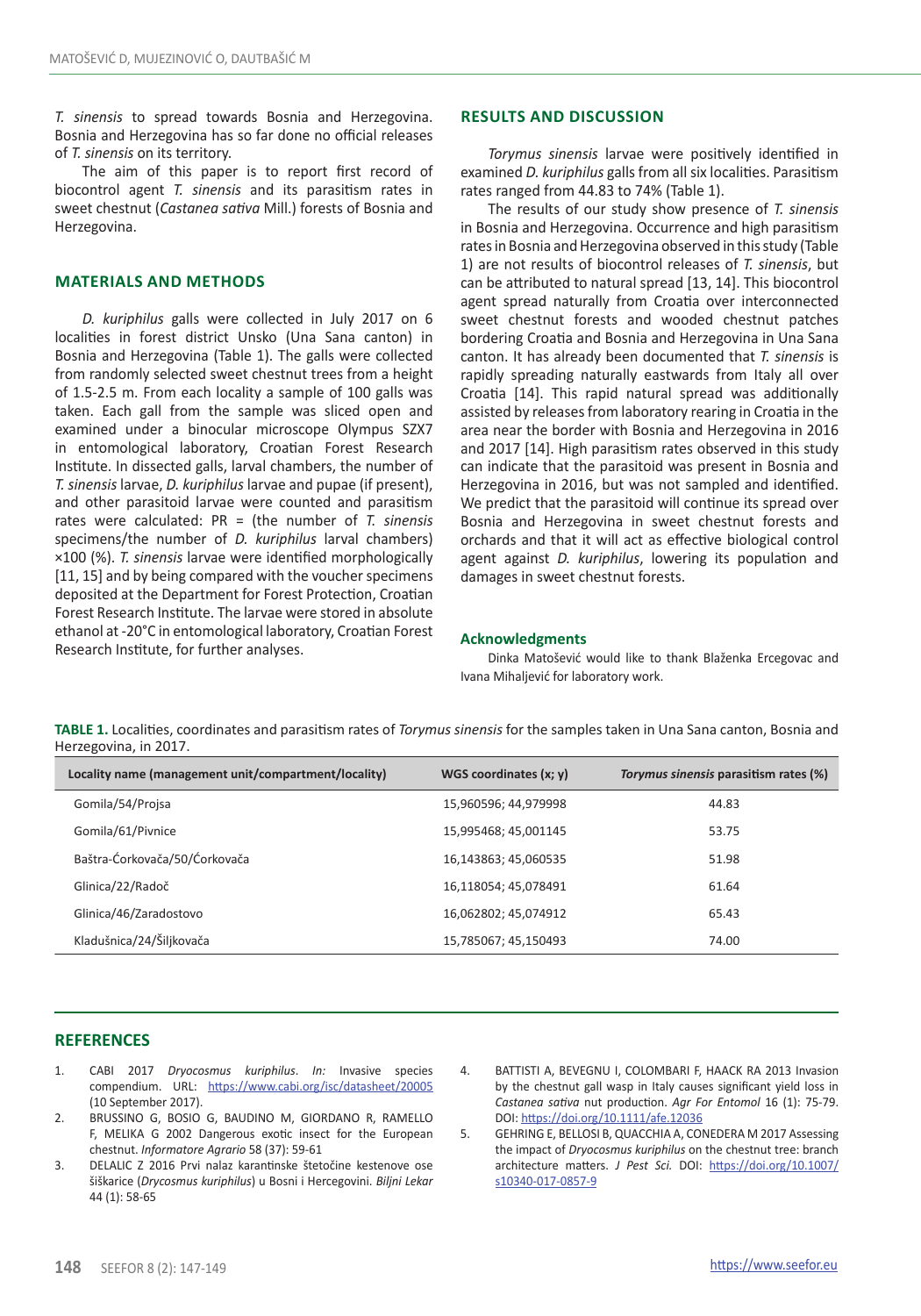*T. sinensis* to spread towards Bosnia and Herzegovina. Bosnia and Herzegovina has so far done no official releases of *T. sinensis* on its territory.

The aim of this paper is to report first record of biocontrol agent *T. sinensis* and its parasitism rates in sweet chestnut (*Castanea sativa* Mill.) forests of Bosnia and Herzegovina.

## MATERIALS AND METHODS

*D. kuriphilus* galls were collected in July 2017 on 6 localities in forest district Unsko (Una Sana canton) in Bosnia and Herzegovina (Table 1). The galls were collected from randomly selected sweet chestnut trees from a height of 1.5-2.5 m. From each locality a sample of 100 galls was taken. Each gall from the sample was sliced open and examined under a binocular microscope Olympus SZX7 in entomological laboratory, Croatian Forest Research Institute. In dissected galls, larval chambers, the number of *T. sinensis* larvae, *D. kuriphilus* larvae and pupae (if present), and other parasitoid larvae were counted and parasitism rates were calculated: PR = (the number of *T. sinensis* specimens/the number of *D. kuriphilus* larval chambers) ×100 (%). *T. sinensis* larvae were identified morphologically [11, 15] and by being compared with the voucher specimens deposited at the Department for Forest Protection, Croatian Forest Research Institute. The larvae were stored in absolute ethanol at -20°C in entomological laboratory, Croatian Forest Research Institute, for further analyses.

## RESULTS AND DISCUSSION

*Torymus sinensis* larvae were positively identified in examined *D. kuriphilus* galls from all six localities. Parasitism rates ranged from 44.83 to 74% (Table 1).

The results of our study show presence of *T. sinensis* in Bosnia and Herzegovina. Occurrence and high parasitism rates in Bosnia and Herzegovina observed in this study (Table 1) are not results of biocontrol releases of *T. sinensis*, but can be attributed to natural spread [13, 14]. This biocontrol agent spread naturally from Croatia over interconnected sweet chestnut forests and wooded chestnut patches bordering Croatia and Bosnia and Herzegovina in Una Sana canton. It has already been documented that *T. sinensis* is rapidly spreading naturally eastwards from Italy all over Croatia [14]. This rapid natural spread was additionally assisted by releases from laboratory rearing in Croatia in the area near the border with Bosnia and Herzegovina in 2016 and 2017 [14]. High parasitism rates observed in this study can indicate that the parasitoid was present in Bosnia and Herzegovina in 2016, but was not sampled and identified. We predict that the parasitoid will continue its spread over Bosnia and Herzegovina in sweet chestnut forests and orchards and that it will act as effective biological control agent against *D. kuriphilus*, lowering its population and damages in sweet chestnut forests.

### Acknowledgments

Dinka Matošević would like to thank Blaženka Ercegovac and Ivana Mihaljević for laboratory work.

**TABLE 1.** Localities, coordinates and parasitism rates of *Torymus sinensis* for the samples taken in Una Sana canton, Bosnia and Herzegovina, in 2017.

| Locality name (management unit/compartment/locality) | WGS coordinates (x; y) | *Torymus sinensis* parasitism rates (%) |
|---|---|---|
| Gomila/54/Projsa | 15,960596; 44,979998 | 44.83 |
| Gomila/61/Pivnice | 15,995468; 45,001145 | 53.75 |
| Baštra-Ćorkovača/50/Ćorkovača | 16,143863; 45,060535 | 51.98 |
| Glinica/22/Radoč | 16,118054; 45,078491 | 61.64 |
| Glinica/46/Zaradostovo | 16,062802; 45,074912 | 65.43 |
| Kladušnica/24/Šiljkovača | 15,785067; 45,150493 | 74.00 |

## REFERENCES

1. CABI 2017 *Dryocosmus kuriphilus*. *In:* Invasive species compendium. URL: https://www.cabi.org/isc/datasheet/20005 (10 September 2017).
2. BRUSSINO G, BOSIO G, BAUDINO M, GIORDANO R, RAMELLO F, MELIKA G 2002 Dangerous exotic insect for the European chestnut. *Informatore Agrario* 58 (37): 59-61
3. DELALIC Z 2016 Prvi nalaz karantinske štetočine kestenove ose šiškarice (*Drycosmus kuriphilus*) u Bosni i Hercegovini. *Biljni Lekar* 44 (1): 58-65
4. BATTISTI A, BEVEGNU I, COLOMBARI F, HAACK RA 2013 Invasion by the chestnut gall wasp in Italy causes significant yield loss in *Castanea sativa* nut production. *Agr For Entomol* 16 (1): 75-79. DOI: https://doi.org/10.1111/afe.12036
5. GEHRING E, BELLOSI B, QUACCHIA A, CONEDERA M 2017 Assessing the impact of *Dryocosmus kuriphilus* on the chestnut tree: branch architecture matters. *J Pest Sci.* DOI: https://doi.org/10.1007/s10340-017-0857-9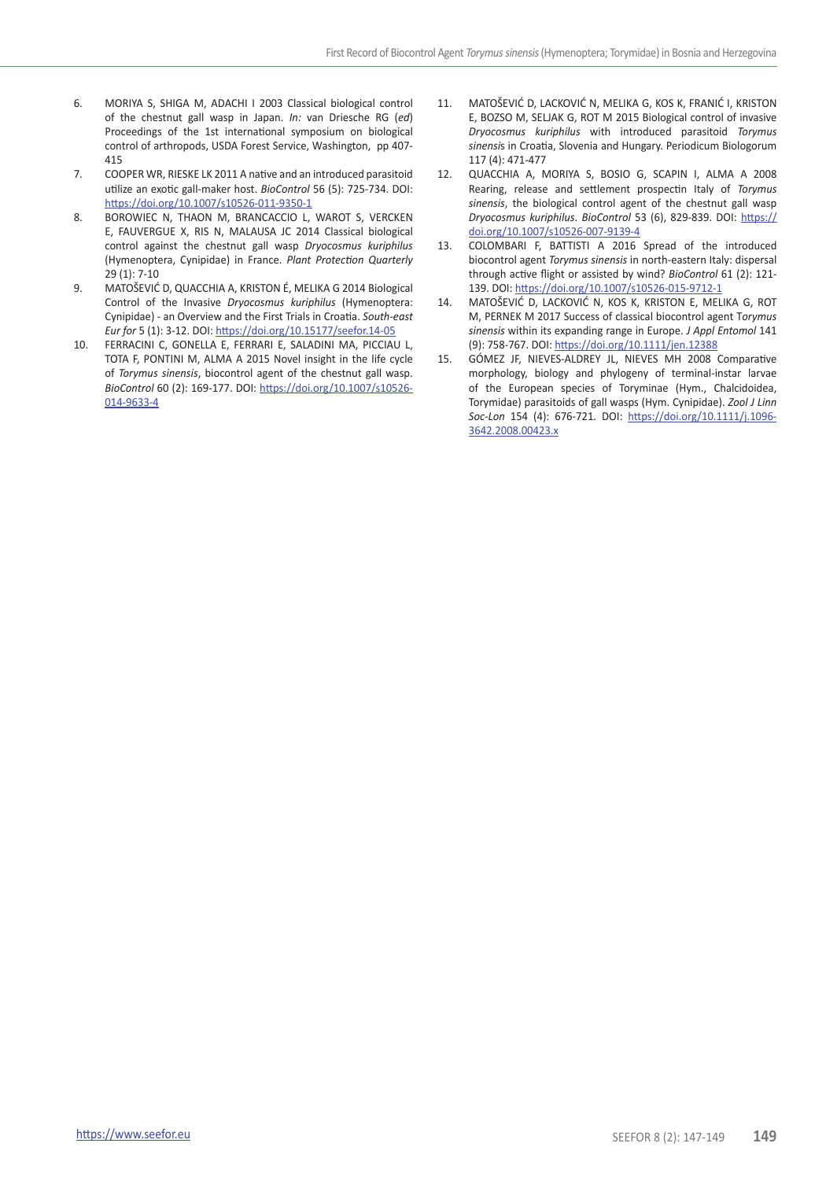6. MORIYA S, SHIGA M, ADACHI I 2003 Classical biological control of the chestnut gall wasp in Japan. *In:* van Driesche RG (*ed*) Proceedings of the 1st international symposium on biological control of arthropods, USDA Forest Service, Washington, pp 407-415
7. COOPER WR, RIESKE LK 2011 A native and an introduced parasitoid utilize an exotic gall-maker host. *BioControl* 56 (5): 725-734. DOI: https://doi.org/10.1007/s10526-011-9350-1
8. BOROWIEC N, THAON M, BRANCACCIO L, WAROT S, VERCKEN E, FAUVERGUE X, RIS N, MALAUSA JC 2014 Classical biological control against the chestnut gall wasp *Dryocosmus kuriphilus* (Hymenoptera, Cynipidae) in France. *Plant Protection Quarterly* 29 (1): 7-10
9. MATOŠEVIĆ D, QUACCHIA A, KRISTON É, MELIKA G 2014 Biological Control of the Invasive *Dryocosmus kuriphilus* (Hymenoptera: Cynipidae) - an Overview and the First Trials in Croatia. *South-east Eur for* 5 (1): 3-12. DOI: https://doi.org/10.15177/seefor.14-05
10. FERRACINI C, GONELLA E, FERRARI E, SALADINI MA, PICCIAU L, TOTA F, PONTINI M, ALMA A 2015 Novel insight in the life cycle of *Torymus sinensis*, biocontrol agent of the chestnut gall wasp. *BioControl* 60 (2): 169-177. DOI: https://doi.org/10.1007/s10526-014-9633-4
11. MATOŠEVIĆ D, LACKOVIĆ N, MELIKA G, KOS K, FRANIĆ I, KRISTON E, BOZSO M, SELJAK G, ROT M 2015 Biological control of invasive *Dryocosmus kuriphilus* with introduced parasitoid *Torymus sinensis* in Croatia, Slovenia and Hungary. Periodicum Biologorum 117 (4): 471-477
12. QUACCHIA A, MORIYA S, BOSIO G, SCAPIN I, ALMA A 2008 Rearing, release and settlement prospectin Italy of *Torymus sinensis*, the biological control agent of the chestnut gall wasp *Dryocosmus kuriphilus*. *BioControl* 53 (6), 829-839. DOI: https://doi.org/10.1007/s10526-007-9139-4
13. COLOMBARI F, BATTISTI A 2016 Spread of the introduced biocontrol agent *Torymus sinensis* in north-eastern Italy: dispersal through active flight or assisted by wind? *BioControl* 61 (2): 121-139. DOI: https://doi.org/10.1007/s10526-015-9712-1
14. MATOŠEVIĆ D, LACKOVIĆ N, KOS K, KRISTON E, MELIKA G, ROT M, PERNEK M 2017 Success of classical biocontrol agent T*orymus sinensis* within its expanding range in Europe. *J Appl Entomol* 141 (9): 758-767. DOI: https://doi.org/10.1111/jen.12388
15. GÓMEZ JF, NIEVES-ALDREY JL, NIEVES MH 2008 Comparative morphology, biology and phylogeny of terminal-instar larvae of the European species of Toryminae (Hym., Chalcidoidea, Torymidae) parasitoids of gall wasps (Hym. Cynipidae). *Zool J Linn Soc-Lon* 154 (4): 676-721. DOI: https://doi.org/10.1111/j.1096-3642.2008.00423.x